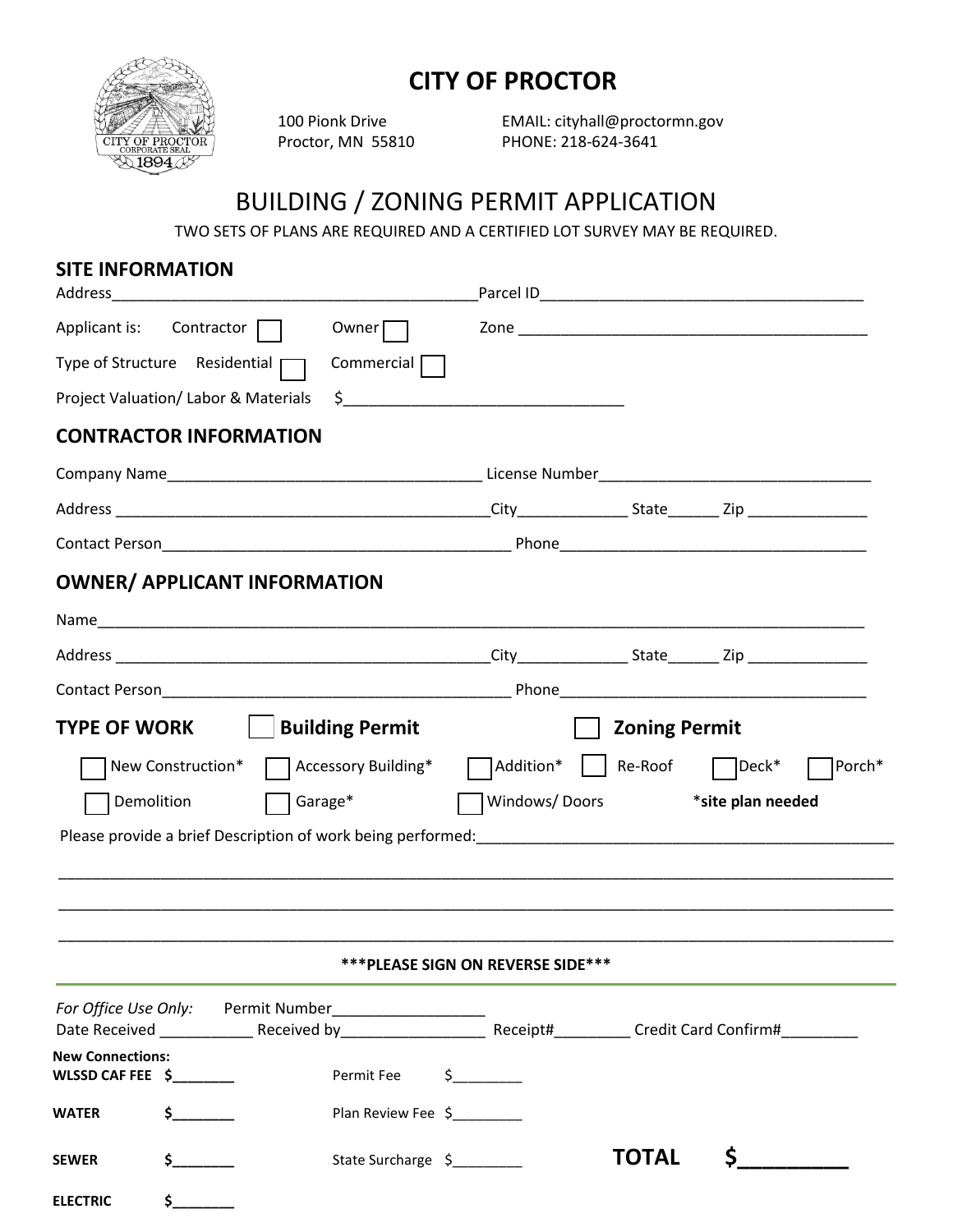# CITY OF PROCTOR

100 Pionk Drive
Proctor, MN 55810

EMAIL: cityhall@proctormn.gov
PHONE: 218-624-3641

## BUILDING / ZONING PERMIT APPLICATION

TWO SETS OF PLANS ARE REQUIRED AND A CERTIFIED LOT SURVEY MAY BE REQUIRED.

### SITE INFORMATION

Address_____________________________________________ Parcel ID________________________________________

Applicant is: Contractor ☐ Owner ☐ Zone ___________________________________________

Type of Structure Residential ☐ Commercial ☐

Project Valuation/ Labor & Materials $_________________________________

### CONTRACTOR INFORMATION

Company Name_______________________________________ License Number_________________________________

Address ______________________________________________City_____________ State______ Zip ______________

Contact Person__________________________________________ Phone______________________________________

### OWNER/ APPLICANT INFORMATION

Name_____________________________________________________________________________________________

Address ______________________________________________City_____________ State______ Zip ______________

Contact Person__________________________________________ Phone______________________________________

### TYPE OF WORK ☐ **Building Permit** ☐ **Zoning Permit**

☐ New Construction* ☐ Accessory Building* ☐ Addition* ☐ Re-Roof ☐ Deck* ☐ Porch*

☐ Demolition ☐ Garage* ☐ Windows/ Doors **\*site plan needed**

Please provide a brief Description of work being performed:_________________________________________________

___________________________________________________________________________________________________

___________________________________________________________________________________________________

___________________________________________________________________________________________________

**\*\*\*PLEASE SIGN ON REVERSE SIDE\*\*\***

---

*For Office Use Only:* Permit Number__________________

Date Received ___________ Received by_________________ Receipt#_________ Credit Card Confirm#_________

**New Connections:**

**WLSSD CAF FEE** $________ Permit Fee $_________

**WATER** $________ Plan Review Fee $_________

**SEWER** $________ State Surcharge $_________ **TOTAL $_________**

**ELECTRIC** $________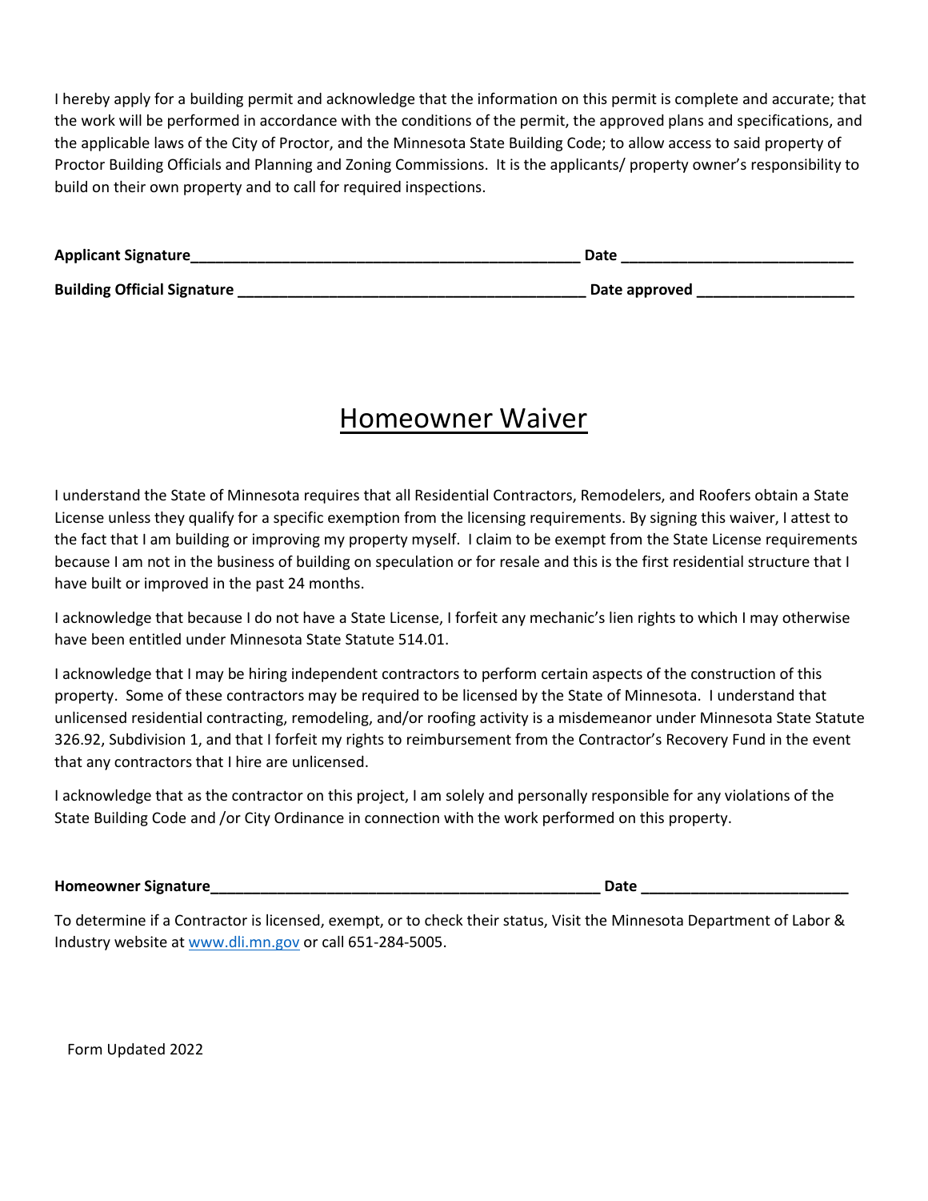I hereby apply for a building permit and acknowledge that the information on this permit is complete and accurate; that the work will be performed in accordance with the conditions of the permit, the approved plans and specifications, and the applicable laws of the City of Proctor, and the Minnesota State Building Code; to allow access to said property of Proctor Building Officials and Planning and Zoning Commissions. It is the applicants/ property owner's responsibility to build on their own property and to call for required inspections.

**Applicant Signature**_______________________________________________ **Date** ___________________________

**Building Official Signature** _________________________________________ **Date approved** __________________

# Homeowner Waiver

I understand the State of Minnesota requires that all Residential Contractors, Remodelers, and Roofers obtain a State License unless they qualify for a specific exemption from the licensing requirements. By signing this waiver, I attest to the fact that I am building or improving my property myself. I claim to be exempt from the State License requirements because I am not in the business of building on speculation or for resale and this is the first residential structure that I have built or improved in the past 24 months.

I acknowledge that because I do not have a State License, I forfeit any mechanic's lien rights to which I may otherwise have been entitled under Minnesota State Statute 514.01.

I acknowledge that I may be hiring independent contractors to perform certain aspects of the construction of this property. Some of these contractors may be required to be licensed by the State of Minnesota. I understand that unlicensed residential contracting, remodeling, and/or roofing activity is a misdemeanor under Minnesota State Statute 326.92, Subdivision 1, and that I forfeit my rights to reimbursement from the Contractor's Recovery Fund in the event that any contractors that I hire are unlicensed.

I acknowledge that as the contractor on this project, I am solely and personally responsible for any violations of the State Building Code and /or City Ordinance in connection with the work performed on this property.

**Homeowner Signature**_______________________________________________ **Date** ________________________

To determine if a Contractor is licensed, exempt, or to check their status, Visit the Minnesota Department of Labor & Industry website at [www.dli.mn.gov](http://www.dli.mn.gov) or call 651-284-5005.

Form Updated 2022